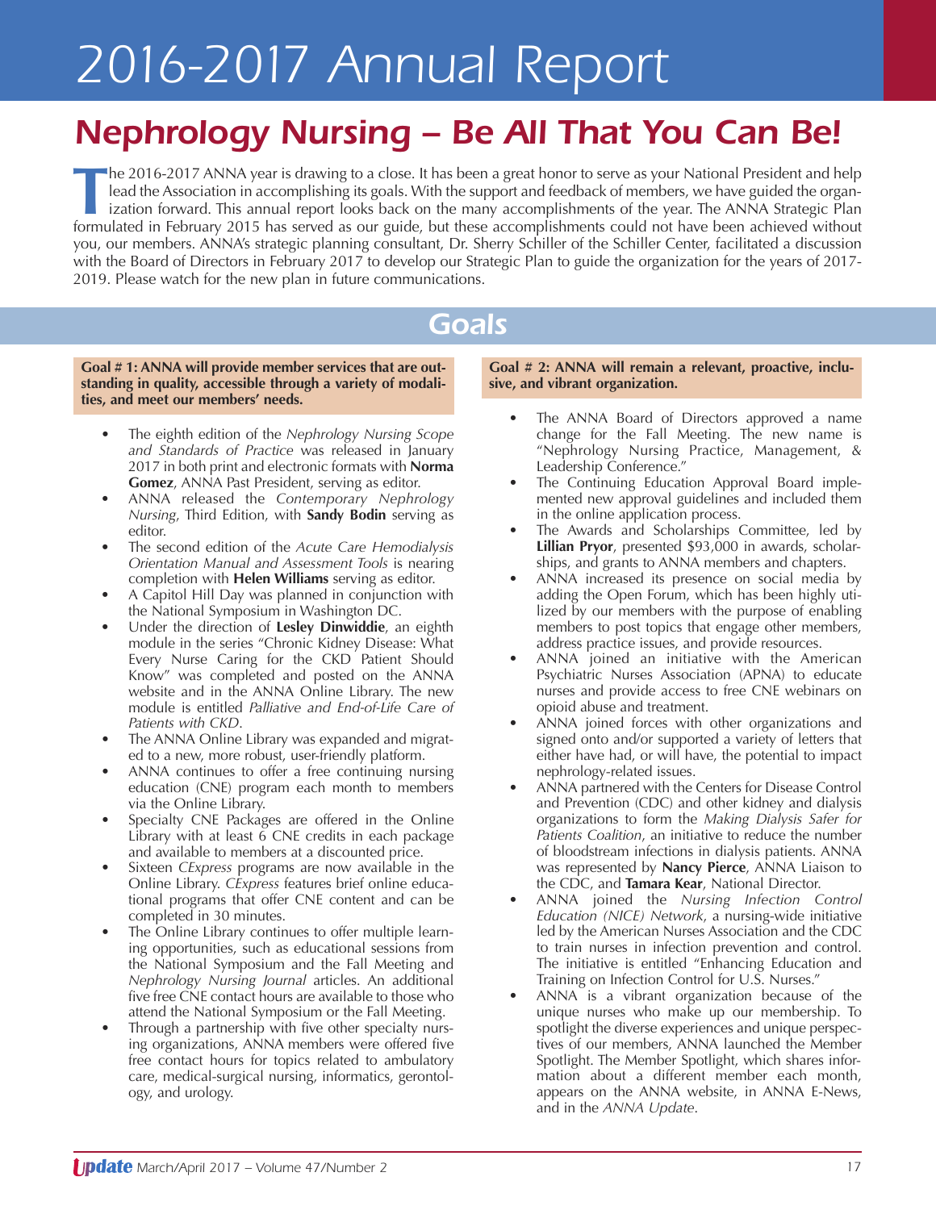# 2016-2017 Annual Report

## Nephrology Nursing – Be All That You Can Be!

The 2016-2017 ANNA year is drawing to a close. It has been a great honor to serve as your National President and help lead the Association in accomplishing its goals. With the support and feedback of members, we have guided the organization forward. This annual report looks back on the many accomplishments of the year. The ANNA Strategic Plan formulated in February 2015 has served as our guide, but these accomplishments could not have been achieved without you, our members. ANNA's strategic planning consultant, Dr. Sherry Schiller of the Schiller Center, facilitated a discussion with the Board of Directors in February 2017 to develop our Strategic Plan to guide the organization for the years of 2017-2019. Please watch for the new plan in future communications.

## Goals

**Goal # 1: ANNA will provide member services that are outstanding in quality, accessible through a variety of modalities, and meet our members' needs.**

- The eighth edition of the *Nephrology Nursing Scope and Standards of Practice* was released in January 2017 in both print and electronic formats with **Norma Gomez**, ANNA Past President, serving as editor.
- ANNA released the *Contemporary Nephrology Nursing*, Third Edition, with **Sandy Bodin** serving as editor.
- The second edition of the *Acute Care Hemodialysis Orientation Manual and Assessment Tools* is nearing completion with **Helen Williams** serving as editor.
- A Capitol Hill Day was planned in conjunction with the National Symposium in Washington DC.
- Under the direction of **Lesley Dinwiddie**, an eighth module in the series "Chronic Kidney Disease: What Every Nurse Caring for the CKD Patient Should Know" was completed and posted on the ANNA website and in the ANNA Online Library. The new module is entitled *Palliative and End-of-Life Care of Patients with CKD*.
- The ANNA Online Library was expanded and migrated to a new, more robust, user-friendly platform.
- ANNA continues to offer a free continuing nursing education (CNE) program each month to members via the Online Library.
- Specialty CNE Packages are offered in the Online Library with at least 6 CNE credits in each package and available to members at a discounted price.
- Sixteen *CExpress* programs are now available in the Online Library. *CExpress* features brief online educational programs that offer CNE content and can be completed in 30 minutes.
- The Online Library continues to offer multiple learning opportunities, such as educational sessions from the National Symposium and the Fall Meeting and *Nephrology Nursing Journal* articles. An additional five free CNE contact hours are available to those who attend the National Symposium or the Fall Meeting.
- Through a partnership with five other specialty nursing organizations, ANNA members were offered five free contact hours for topics related to ambulatory care, medical-surgical nursing, informatics, gerontology, and urology.

**Goal # 2: ANNA will remain a relevant, proactive, inclusive, and vibrant organization.**

- The ANNA Board of Directors approved a name change for the Fall Meeting. The new name is "Nephrology Nursing Practice, Management, & Leadership Conference."
- The Continuing Education Approval Board implemented new approval guidelines and included them in the online application process.
- The Awards and Scholarships Committee, led by **Lillian Pryor**, presented $93,000 in awards, scholarships, and grants to ANNA members and chapters.
- ANNA increased its presence on social media by adding the Open Forum, which has been highly utilized by our members with the purpose of enabling members to post topics that engage other members, address practice issues, and provide resources.
- ANNA joined an initiative with the American Psychiatric Nurses Association (APNA) to educate nurses and provide access to free CNE webinars on opioid abuse and treatment.
- ANNA joined forces with other organizations and signed onto and/or supported a variety of letters that either have had, or will have, the potential to impact nephrology-related issues.
- ANNA partnered with the Centers for Disease Control and Prevention (CDC) and other kidney and dialysis organizations to form the *Making Dialysis Safer for Patients Coalition*, an initiative to reduce the number of bloodstream infections in dialysis patients. ANNA was represented by **Nancy Pierce**, ANNA Liaison to the CDC, and **Tamara Kear**, National Director.
- ANNA joined the *Nursing Infection Control Education (NICE) Network*, a nursing-wide initiative led by the American Nurses Association and the CDC to train nurses in infection prevention and control. The initiative is entitled "Enhancing Education and Training on Infection Control for U.S. Nurses."
- ANNA is a vibrant organization because of the unique nurses who make up our membership. To spotlight the diverse experiences and unique perspectives of our members, ANNA launched the Member Spotlight. The Member Spotlight, which shares information about a different member each month, appears on the ANNA website, in ANNA E-News, and in the *ANNA Update*.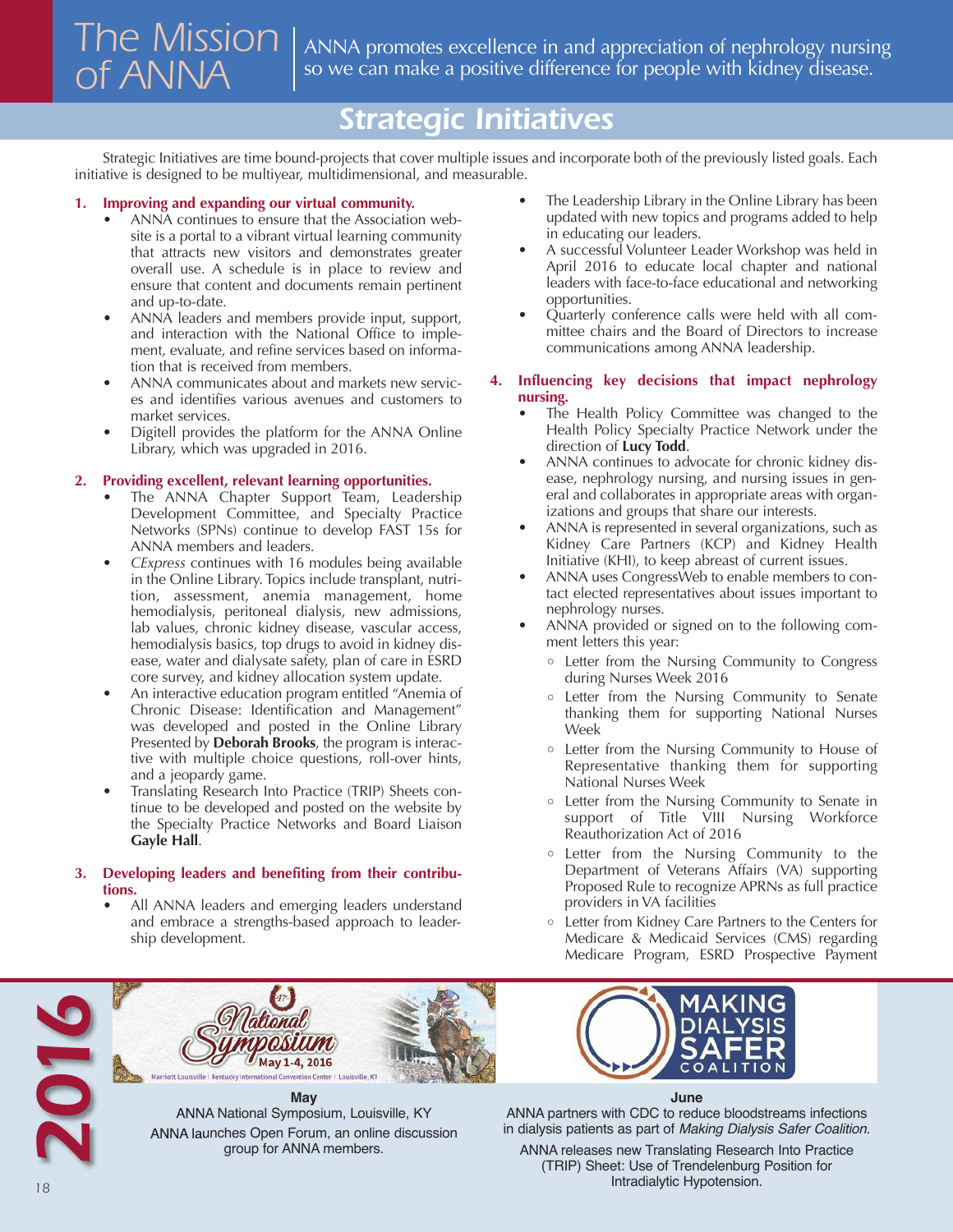# The Mission of ANNA

ANNA promotes excellence in and appreciation of nephrology nursing so we can make a positive difference for people with kidney disease.

## Strategic Initiatives

Strategic Initiatives are time bound-projects that cover multiple issues and incorporate both of the previously listed goals. Each initiative is designed to be multiyear, multidimensional, and measurable.

1. **Improving and expanding our virtual community.**
   - ANNA continues to ensure that the Association website is a portal to a vibrant virtual learning community that attracts new visitors and demonstrates greater overall use. A schedule is in place to review and ensure that content and documents remain pertinent and up-to-date.
   - ANNA leaders and members provide input, support, and interaction with the National Office to implement, evaluate, and refine services based on information that is received from members.
   - ANNA communicates about and markets new services and identifies various avenues and customers to market services.
   - Digitell provides the platform for the ANNA Online Library, which was upgraded in 2016.

2. **Providing excellent, relevant learning opportunities.**
   - The ANNA Chapter Support Team, Leadership Development Committee, and Specialty Practice Networks (SPNs) continue to develop FAST 15s for ANNA members and leaders.
   - *CExpress* continues with 16 modules being available in the Online Library. Topics include transplant, nutrition, assessment, anemia management, home hemodialysis, peritoneal dialysis, new admissions, lab values, chronic kidney disease, vascular access, hemodialysis basics, top drugs to avoid in kidney disease, water and dialysate safety, plan of care in ESRD core survey, and kidney allocation system update.
   - An interactive education program entitled "Anemia of Chronic Disease: Identification and Management" was developed and posted in the Online Library Presented by **Deborah Brooks**, the program is interactive with multiple choice questions, roll-over hints, and a jeopardy game.
   - Translating Research Into Practice (TRIP) Sheets continue to be developed and posted on the website by the Specialty Practice Networks and Board Liaison **Gayle Hall**.

3. **Developing leaders and benefiting from their contributions.**
   - All ANNA leaders and emerging leaders understand and embrace a strengths-based approach to leadership development.
   - The Leadership Library in the Online Library has been updated with new topics and programs added to help in educating our leaders.
   - A successful Volunteer Leader Workshop was held in April 2016 to educate local chapter and national leaders with face-to-face educational and networking opportunities.
   - Quarterly conference calls were held with all committee chairs and the Board of Directors to increase communications among ANNA leadership.

4. **Influencing key decisions that impact nephrology nursing.**
   - The Health Policy Committee was changed to the Health Policy Specialty Practice Network under the direction of **Lucy Todd**.
   - ANNA continues to advocate for chronic kidney disease, nephrology nursing, and nursing issues in general and collaborates in appropriate areas with organizations and groups that share our interests.
   - ANNA is represented in several organizations, such as Kidney Care Partners (KCP) and Kidney Health Initiative (KHI), to keep abreast of current issues.
   - ANNA uses CongressWeb to enable members to contact elected representatives about issues important to nephrology nurses.
   - ANNA provided or signed on to the following comment letters this year:
     - Letter from the Nursing Community to Congress during Nurses Week 2016
     - Letter from the Nursing Community to Senate thanking them for supporting National Nurses Week
     - Letter from the Nursing Community to House of Representative thanking them for supporting National Nurses Week
     - Letter from the Nursing Community to Senate in support of Title VIII Nursing Workforce Reauthorization Act of 2016
     - Letter from the Nursing Community to the Department of Veterans Affairs (VA) supporting Proposed Rule to recognize APRNs as full practice providers in VA facilities
     - Letter from Kidney Care Partners to the Centers for Medicare & Medicaid Services (CMS) regarding Medicare Program, ESRD Prospective Payment

**2016**

**May**

ANNA National Symposium, Louisville, KY

ANNA launches Open Forum, an online discussion group for ANNA members.

**June**

ANNA partners with CDC to reduce bloodstreams infections in dialysis patients as part of *Making Dialysis Safer Coalition*.

ANNA releases new Translating Research Into Practice (TRIP) Sheet: Use of Trendelenburg Position for Intradialytic Hypotension.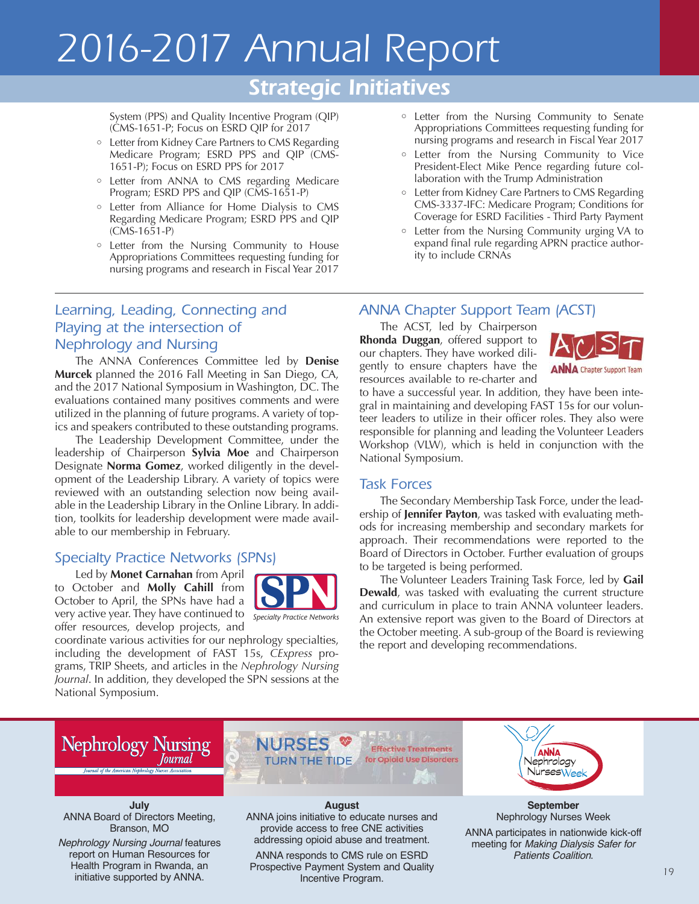# 2016-2017 Annual Report

## Strategic Initiatives

System (PPS) and Quality Incentive Program (QIP) (CMS-1651-P; Focus on ESRD QIP for 2017

- Letter from Kidney Care Partners to CMS Regarding Medicare Program; ESRD PPS and QIP (CMS-1651-P); Focus on ESRD PPS for 2017
- Letter from ANNA to CMS regarding Medicare Program; ESRD PPS and QIP (CMS-1651-P)
- Letter from Alliance for Home Dialysis to CMS Regarding Medicare Program; ESRD PPS and QIP (CMS-1651-P)
- Letter from the Nursing Community to House Appropriations Committees requesting funding for nursing programs and research in Fiscal Year 2017
- Letter from the Nursing Community to Senate Appropriations Committees requesting funding for nursing programs and research in Fiscal Year 2017
- Letter from the Nursing Community to Vice President-Elect Mike Pence regarding future collaboration with the Trump Administration
- Letter from Kidney Care Partners to CMS Regarding CMS-3337-IFC: Medicare Program; Conditions for Coverage for ESRD Facilities - Third Party Payment
- Letter from the Nursing Community urging VA to expand final rule regarding APRN practice authority to include CRNAs

### Learning, Leading, Connecting and Playing at the intersection of Nephrology and Nursing

The ANNA Conferences Committee led by **Denise Murcek** planned the 2016 Fall Meeting in San Diego, CA, and the 2017 National Symposium in Washington, DC. The evaluations contained many positives comments and were utilized in the planning of future programs. A variety of topics and speakers contributed to these outstanding programs.

The Leadership Development Committee, under the leadership of Chairperson **Sylvia Moe** and Chairperson Designate **Norma Gomez**, worked diligently in the development of the Leadership Library. A variety of topics were reviewed with an outstanding selection now being available in the Leadership Library in the Online Library. In addition, toolkits for leadership development were made available to our membership in February.

### Specialty Practice Networks (SPNs)

Led by **Monet Carnahan** from April to October and **Molly Cahill** from October to April, the SPNs have had a very active year. They have continued to offer resources, develop projects, and coordinate various activities for our nephrology specialties, including the development of FAST 15s, *CExpress* programs, TRIP Sheets, and articles in the *Nephrology Nursing Journal*. In addition, they developed the SPN sessions at the National Symposium.

### ANNA Chapter Support Team (ACST)

The ACST, led by Chairperson **Rhonda Duggan**, offered support to our chapters. They have worked diligently to ensure chapters have the resources available to re-charter and to have a successful year. In addition, they have been integral in maintaining and developing FAST 15s for our volunteer leaders to utilize in their officer roles. They also were responsible for planning and leading the Volunteer Leaders Workshop (VLW), which is held in conjunction with the National Symposium.

### Task Forces

The Secondary Membership Task Force, under the leadership of **Jennifer Payton**, was tasked with evaluating methods for increasing membership and secondary markets for approach. Their recommendations were reported to the Board of Directors in October. Further evaluation of groups to be targeted is being performed.

The Volunteer Leaders Training Task Force, led by **Gail Dewald**, was tasked with evaluating the current structure and curriculum in place to train ANNA volunteer leaders. An extensive report was given to the Board of Directors at the October meeting. A sub-group of the Board is reviewing the report and developing recommendations.

**July**

ANNA Board of Directors Meeting, Branson, MO

*Nephrology Nursing Journal* features report on Human Resources for Health Program in Rwanda, an initiative supported by ANNA.

**August**

ANNA joins initiative to educate nurses and provide access to free CNE activities addressing opioid abuse and treatment.

ANNA responds to CMS rule on ESRD Prospective Payment System and Quality Incentive Program.

**September**

Nephrology Nurses Week

ANNA participates in nationwide kick-off meeting for *Making Dialysis Safer for Patients Coalition*.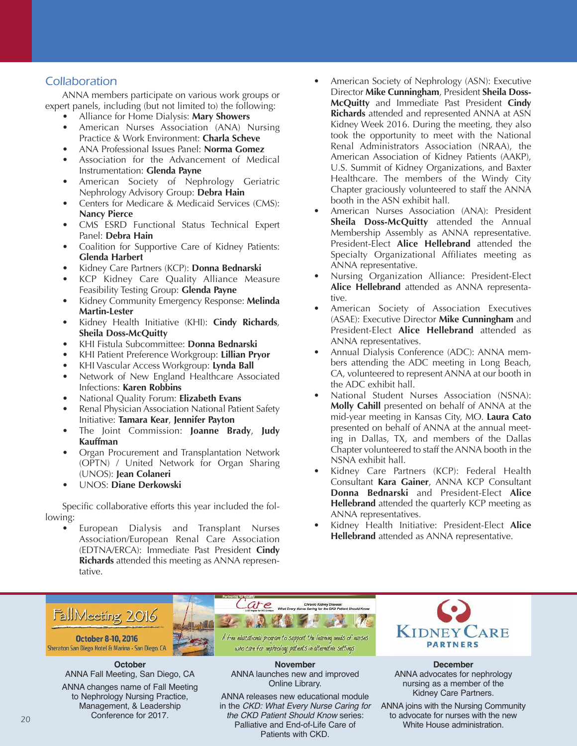## Collaboration

ANNA members participate on various work groups or expert panels, including (but not limited to) the following:

- Alliance for Home Dialysis: **Mary Showers**
- American Nurses Association (ANA) Nursing Practice & Work Environment: **Charla Scheve**
- ANA Professional Issues Panel: **Norma Gomez**
- Association for the Advancement of Medical Instrumentation: **Glenda Payne**
- American Society of Nephrology Geriatric Nephrology Advisory Group: **Debra Hain**
- Centers for Medicare & Medicaid Services (CMS): **Nancy Pierce**
- CMS ESRD Functional Status Technical Expert Panel: **Debra Hain**
- Coalition for Supportive Care of Kidney Patients: **Glenda Harbert**
- Kidney Care Partners (KCP): **Donna Bednarski**
- KCP Kidney Care Quality Alliance Measure Feasibility Testing Group: **Glenda Payne**
- Kidney Community Emergency Response: **Melinda Martin-Lester**
- Kidney Health Initiative (KHI): **Cindy Richards**, **Sheila Doss-McQuitty**
- KHI Fistula Subcommittee: **Donna Bednarski**
- KHI Patient Preference Workgroup: **Lillian Pryor**
- KHI Vascular Access Workgroup: **Lynda Ball**
- Network of New England Healthcare Associated Infections: **Karen Robbins**
- National Quality Forum: **Elizabeth Evans**
- Renal Physician Association National Patient Safety Initiative: **Tamara Kear**, **Jennifer Payton**
- The Joint Commission: **Joanne Brady**, **Judy Kauffman**
- Organ Procurement and Transplantation Network (OPTN) / United Network for Organ Sharing (UNOS): **Jean Colaneri**
- UNOS: **Diane Derkowski**

Specific collaborative efforts this year included the following:

- European Dialysis and Transplant Nurses Association/European Renal Care Association (EDTNA/ERCA): Immediate Past President **Cindy Richards** attended this meeting as ANNA representative.
- American Society of Nephrology (ASN): Executive Director **Mike Cunningham**, President **Sheila Doss-McQuitty** and Immediate Past President **Cindy Richards** attended and represented ANNA at ASN Kidney Week 2016. During the meeting, they also took the opportunity to meet with the National Renal Administrators Association (NRAA), the American Association of Kidney Patients (AAKP), U.S. Summit of Kidney Organizations, and Baxter Healthcare. The members of the Windy City Chapter graciously volunteered to staff the ANNA booth in the ASN exhibit hall.
- American Nurses Association (ANA): President **Sheila Doss-McQuitty** attended the Annual Membership Assembly as ANNA representative. President-Elect **Alice Hellebrand** attended the Specialty Organizational Affiliates meeting as ANNA representative.
- Nursing Organization Alliance: President-Elect **Alice Hellebrand** attended as ANNA representative.
- American Society of Association Executives (ASAE): Executive Director **Mike Cunningham** and President-Elect **Alice Hellebrand** attended as ANNA representatives.
- Annual Dialysis Conference (ADC): ANNA members attending the ADC meeting in Long Beach, CA, volunteered to represent ANNA at our booth in the ADC exhibit hall.
- National Student Nurses Association (NSNA): **Molly Cahill** presented on behalf of ANNA at the mid-year meeting in Kansas City, MO. **Laura Cato** presented on behalf of ANNA at the annual meeting in Dallas, TX, and members of the Dallas Chapter volunteered to staff the ANNA booth in the NSNA exhibit hall.
- Kidney Care Partners (KCP): Federal Health Consultant **Kara Gainer**, ANNA KCP Consultant **Donna Bednarski** and President-Elect **Alice Hellebrand** attended the quarterly KCP meeting as ANNA representatives.
- Kidney Health Initiative: President-Elect **Alice Hellebrand** attended as ANNA representative.

Fall Meeting 2016 — October 8-10, 2016 — Sheraton San Diego Hotel & Marina • San Diego, CA

Partnering for Quality Care — Chronic Kidney Disease: What Every Nurse Caring for the CKD Patient Should Know — A free educational program to support the learning needs of nurses who care for nephrology patients in alternative settings

Kidney Care Partners

**October**
ANNA Fall Meeting, San Diego, CA

ANNA changes name of Fall Meeting to Nephrology Nursing Practice, Management, & Leadership Conference for 2017.

**November**
ANNA launches new and improved Online Library.

ANNA releases new educational module in the *CKD: What Every Nurse Caring for the CKD Patient Should Know* series: Palliative and End-of-Life Care of Patients with CKD.

**December**
ANNA advocates for nephrology nursing as a member of the Kidney Care Partners.

ANNA joins with the Nursing Community to advocate for nurses with the new White House administration.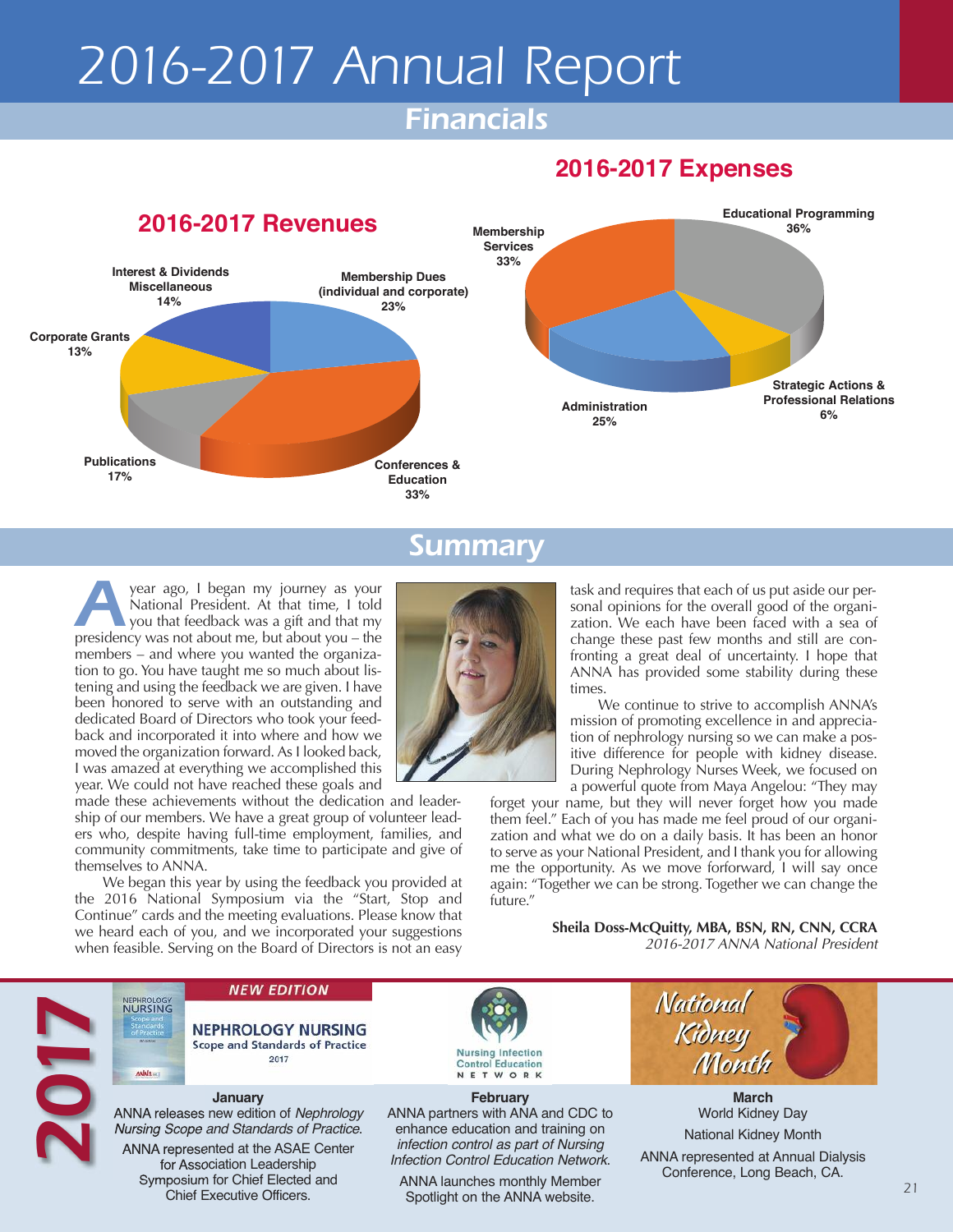# 2016-2017 Annual Report

## Financials

### 2016-2017 Revenues

- Membership Dues (individual and corporate) 23%
- Conferences & Education 33%
- Publications 17%
- Corporate Grants 13%
- Interest & Dividends Miscellaneous 14%

### 2016-2017 Expenses

- Educational Programming 36%
- Strategic Actions & Professional Relations 6%
- Administration 25%
- Membership Services 33%

## Summary

A year ago, I began my journey as your National President. At that time, I told you that feedback was a gift and that my presidency was not about me, but about you – the members – and where you wanted the organization to go. You have taught me so much about listening and using the feedback we are given. I have been honored to serve with an outstanding and dedicated Board of Directors who took your feedback and incorporated it into where and how we moved the organization forward. As I looked back, I was amazed at everything we accomplished this year. We could not have reached these goals and made these achievements without the dedication and leadership of our members. We have a great group of volunteer leaders who, despite having full-time employment, families, and community commitments, take time to participate and give of themselves to ANNA.

We began this year by using the feedback you provided at the 2016 National Symposium via the "Start, Stop and Continue" cards and the meeting evaluations. Please know that we heard each of you, and we incorporated your suggestions when feasible. Serving on the Board of Directors is not an easy task and requires that each of us put aside our personal opinions for the overall good of the organization. We each have been faced with a sea of change these past few months and still are confronting a great deal of uncertainty. I hope that ANNA has provided some stability during these times.

We continue to strive to accomplish ANNA's mission of promoting excellence in and appreciation of nephrology nursing so we can make a positive difference for people with kidney disease. During Nephrology Nurses Week, we focused on a powerful quote from Maya Angelou: "They may forget your name, but they will never forget how you made them feel." Each of you has made me feel proud of our organization and what we do on a daily basis. It has been an honor to serve as your National President, and I thank you for allowing me the opportunity. As we move forforward, I will say once again: "Together we can be strong. Together we can change the future."

**Sheila Doss-McQuitty, MBA, BSN, RN, CNN, CCRA**
*2016-2017 ANNA National President*

## 2017

**January**

ANNA releases new edition of *Nephrology Nursing Scope and Standards of Practice*.

ANNA represented at the ASAE Center for Association Leadership Symposium for Chief Elected and Chief Executive Officers.

**February**

ANNA partners with ANA and CDC to enhance education and training on *infection control as part of Nursing Infection Control Education Network*.

ANNA launches monthly Member Spotlight on the ANNA website.

**March**

World Kidney Day

National Kidney Month

ANNA represented at Annual Dialysis Conference, Long Beach, CA.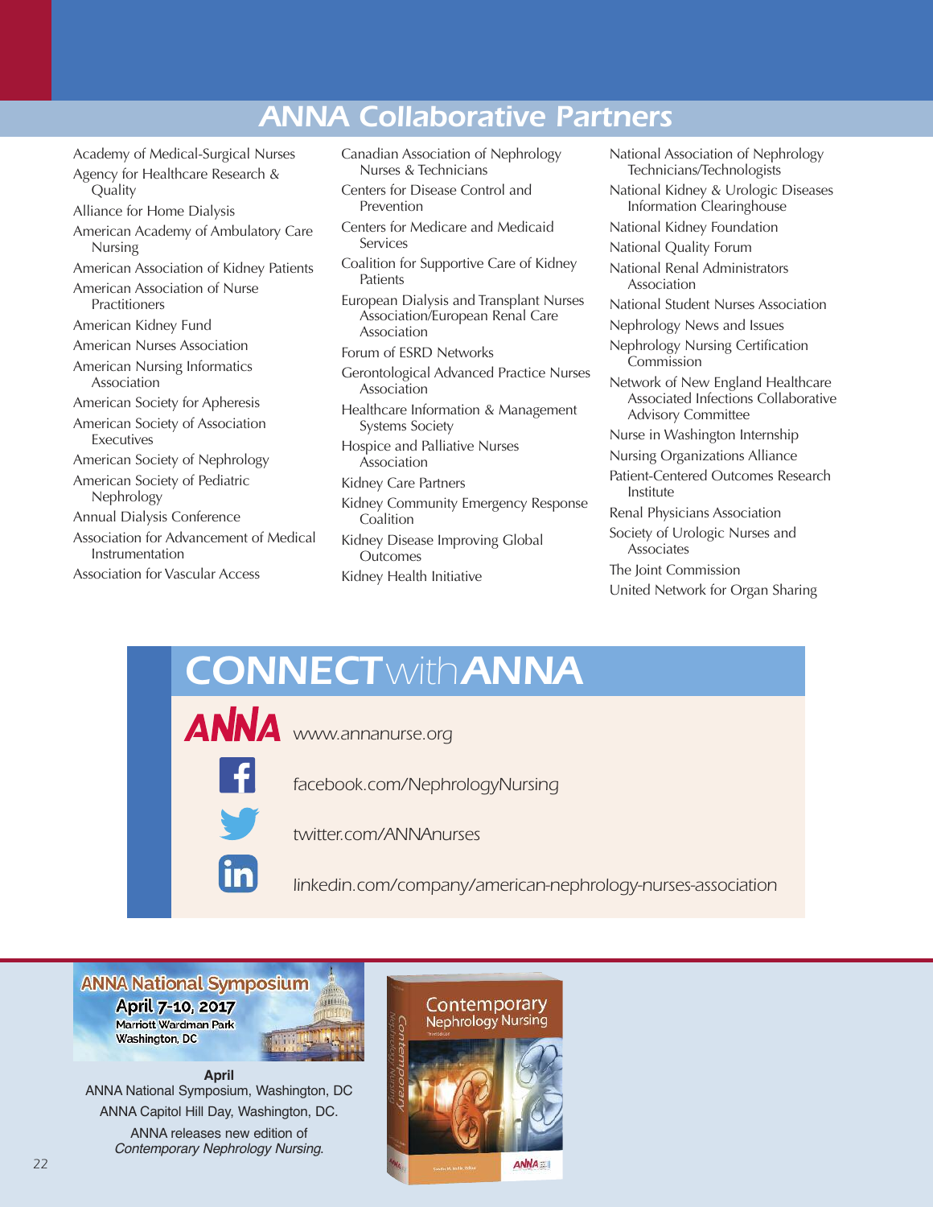## ANNA Collaborative Partners

- Academy of Medical-Surgical Nurses
- Agency for Healthcare Research & Quality
- Alliance for Home Dialysis
- American Academy of Ambulatory Care Nursing
- American Association of Kidney Patients
- American Association of Nurse Practitioners
- American Kidney Fund
- American Nurses Association
- American Nursing Informatics Association
- American Society for Apheresis
- American Society of Association Executives
- American Society of Nephrology
- American Society of Pediatric Nephrology
- Annual Dialysis Conference
- Association for Advancement of Medical Instrumentation
- Association for Vascular Access
- Canadian Association of Nephrology Nurses & Technicians
- Centers for Disease Control and Prevention
- Centers for Medicare and Medicaid Services
- Coalition for Supportive Care of Kidney Patients
- European Dialysis and Transplant Nurses Association/European Renal Care Association
- Forum of ESRD Networks
- Gerontological Advanced Practice Nurses Association
- Healthcare Information & Management Systems Society
- Hospice and Palliative Nurses Association
- Kidney Care Partners
- Kidney Community Emergency Response Coalition
- Kidney Disease Improving Global Outcomes
- Kidney Health Initiative
- National Association of Nephrology Technicians/Technologists
- National Kidney & Urologic Diseases Information Clearinghouse
- National Kidney Foundation
- National Quality Forum
- National Renal Administrators Association
- National Student Nurses Association
- Nephrology News and Issues
- Nephrology Nursing Certification Commission
- Network of New England Healthcare Associated Infections Collaborative Advisory Committee
- Nurse in Washington Internship
- Nursing Organizations Alliance
- Patient-Centered Outcomes Research Institute
- Renal Physicians Association
- Society of Urologic Nurses and Associates
- The Joint Commission
- United Network for Organ Sharing

## CONNECT with ANNA

ANNA www.annanurse.org

facebook.com/NephrologyNursing

twitter.com/ANNAnurses

linkedin.com/company/american-nephrology-nurses-association

ANNA National Symposium
April 7-10, 2017
Marriott Wardman Park
Washington, DC

**April**
ANNA National Symposium, Washington, DC
ANNA Capitol Hill Day, Washington, DC.
ANNA releases new edition of *Contemporary Nephrology Nursing.*

Contemporary Nephrology Nursing